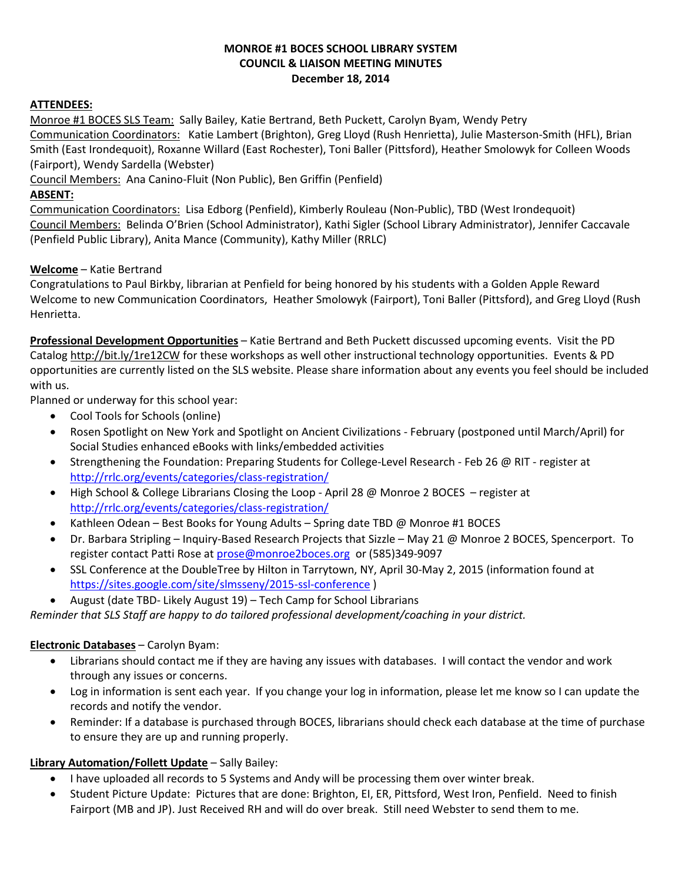# MONROE #1 BOCES SCHOOL LIBRARY SYSTEM
## COUNCIL & LIAISON MEETING MINUTES
### December 18, 2014

**ATTENDEES:**

Monroe #1 BOCES SLS Team: Sally Bailey, Katie Bertrand, Beth Puckett, Carolyn Byam, Wendy Petry

Communication Coordinators: Katie Lambert (Brighton), Greg Lloyd (Rush Henrietta), Julie Masterson-Smith (HFL), Brian Smith (East Irondequoit), Roxanne Willard (East Rochester), Toni Baller (Pittsford), Heather Smolowyk for Colleen Woods (Fairport), Wendy Sardella (Webster)

Council Members: Ana Canino-Fluit (Non Public), Ben Griffin (Penfield)

**ABSENT:**

Communication Coordinators: Lisa Edborg (Penfield), Kimberly Rouleau (Non-Public), TBD (West Irondequoit)

Council Members: Belinda O'Brien (School Administrator), Kathi Sigler (School Library Administrator), Jennifer Caccavale (Penfield Public Library), Anita Mance (Community), Kathy Miller (RRLC)

**Welcome** – Katie Bertrand

Congratulations to Paul Birkby, librarian at Penfield for being honored by his students with a Golden Apple Reward

Welcome to new Communication Coordinators, Heather Smolowyk (Fairport), Toni Baller (Pittsford), and Greg Lloyd (Rush Henrietta.

**Professional Development Opportunities** – Katie Bertrand and Beth Puckett discussed upcoming events. Visit the PD Catalog http://bit.ly/1re12CW for these workshops as well other instructional technology opportunities. Events & PD opportunities are currently listed on the SLS website. Please share information about any events you feel should be included with us.

Planned or underway for this school year:

- Cool Tools for Schools (online)
- Rosen Spotlight on New York and Spotlight on Ancient Civilizations - February (postponed until March/April) for Social Studies enhanced eBooks with links/embedded activities
- Strengthening the Foundation: Preparing Students for College-Level Research - Feb 26 @ RIT - register at http://rrlc.org/events/categories/class-registration/
- High School & College Librarians Closing the Loop - April 28 @ Monroe 2 BOCES – register at http://rrlc.org/events/categories/class-registration/
- Kathleen Odean – Best Books for Young Adults – Spring date TBD @ Monroe #1 BOCES
- Dr. Barbara Stripling – Inquiry-Based Research Projects that Sizzle – May 21 @ Monroe 2 BOCES, Spencerport. To register contact Patti Rose at prose@monroe2boces.org or (585)349-9097
- SSL Conference at the DoubleTree by Hilton in Tarrytown, NY, April 30-May 2, 2015 (information found at https://sites.google.com/site/slmsseny/2015-ssl-conference )
- August (date TBD- Likely August 19) – Tech Camp for School Librarians

*Reminder that SLS Staff are happy to do tailored professional development/coaching in your district.*

**Electronic Databases** – Carolyn Byam:

- Librarians should contact me if they are having any issues with databases. I will contact the vendor and work through any issues or concerns.
- Log in information is sent each year. If you change your log in information, please let me know so I can update the records and notify the vendor.
- Reminder: If a database is purchased through BOCES, librarians should check each database at the time of purchase to ensure they are up and running properly.

**Library Automation/Follett Update** – Sally Bailey:

- I have uploaded all records to 5 Systems and Andy will be processing them over winter break.
- Student Picture Update: Pictures that are done: Brighton, EI, ER, Pittsford, West Iron, Penfield. Need to finish Fairport (MB and JP). Just Received RH and will do over break. Still need Webster to send them to me.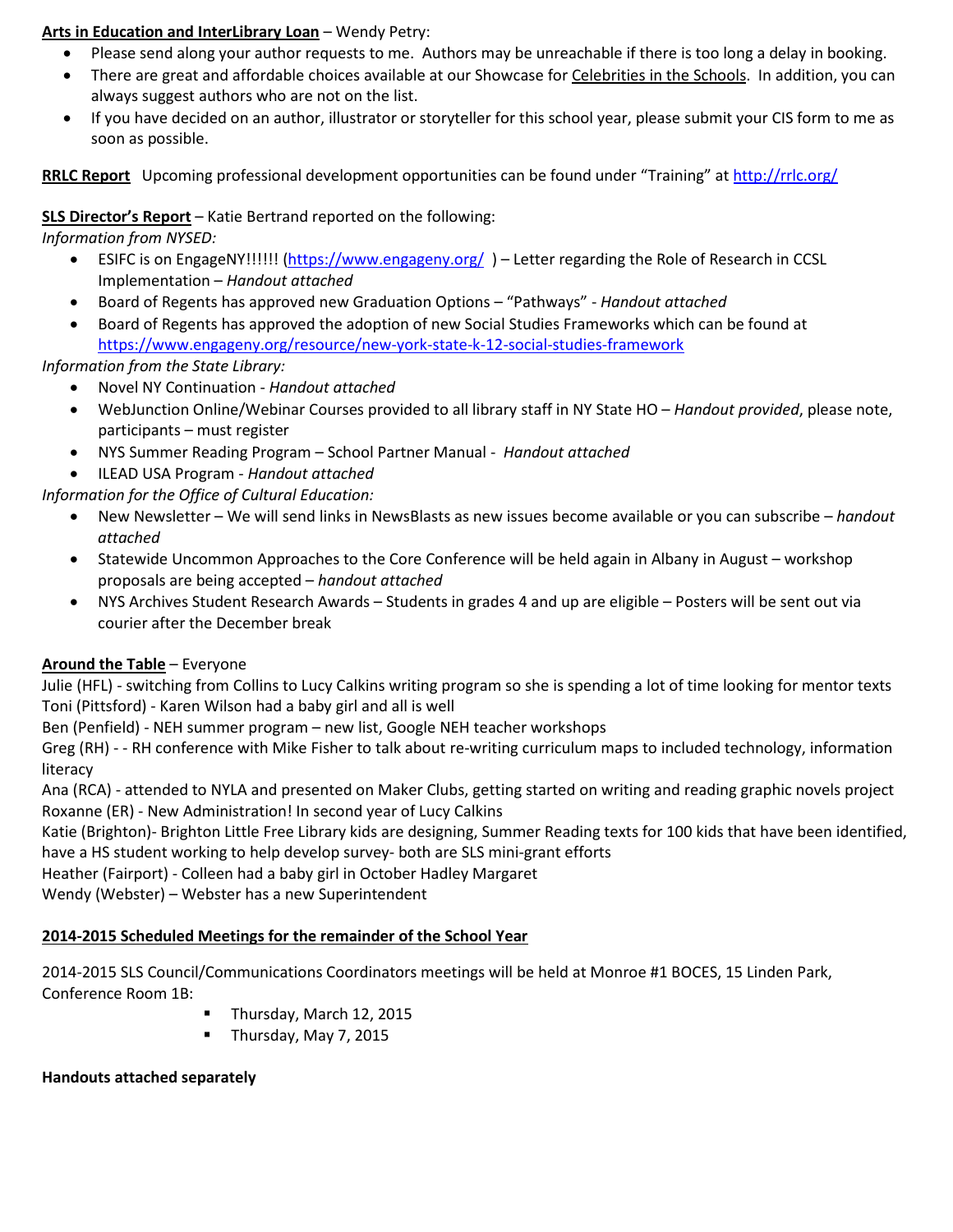**Arts in Education and InterLibrary Loan** – Wendy Petry:

- Please send along your author requests to me. Authors may be unreachable if there is too long a delay in booking.
- There are great and affordable choices available at our Showcase for Celebrities in the Schools. In addition, you can always suggest authors who are not on the list.
- If you have decided on an author, illustrator or storyteller for this school year, please submit your CIS form to me as soon as possible.

**RRLC Report** Upcoming professional development opportunities can be found under "Training" at http://rrlc.org/

**SLS Director's Report** – Katie Bertrand reported on the following:

*Information from NYSED:*

- ESIFC is on EngageNY!!!!!! (https://www.engageny.org/ ) – Letter regarding the Role of Research in CCSL Implementation – *Handout attached*
- Board of Regents has approved new Graduation Options – "Pathways" - *Handout attached*
- Board of Regents has approved the adoption of new Social Studies Frameworks which can be found at https://www.engageny.org/resource/new-york-state-k-12-social-studies-framework

*Information from the State Library:*

- Novel NY Continuation - *Handout attached*
- WebJunction Online/Webinar Courses provided to all library staff in NY State HO – *Handout provided*, please note, participants – must register
- NYS Summer Reading Program – School Partner Manual - *Handout attached*
- ILEAD USA Program - *Handout attached*

*Information for the Office of Cultural Education:*

- New Newsletter – We will send links in NewsBlasts as new issues become available or you can subscribe – *handout attached*
- Statewide Uncommon Approaches to the Core Conference will be held again in Albany in August – workshop proposals are being accepted – *handout attached*
- NYS Archives Student Research Awards – Students in grades 4 and up are eligible – Posters will be sent out via courier after the December break

**Around the Table** – Everyone

Julie (HFL) - switching from Collins to Lucy Calkins writing program so she is spending a lot of time looking for mentor texts
Toni (Pittsford) - Karen Wilson had a baby girl and all is well
Ben (Penfield) - NEH summer program – new list, Google NEH teacher workshops
Greg (RH) - - RH conference with Mike Fisher to talk about re-writing curriculum maps to included technology, information literacy
Ana (RCA) - attended to NYLA and presented on Maker Clubs, getting started on writing and reading graphic novels project
Roxanne (ER) - New Administration! In second year of Lucy Calkins
Katie (Brighton)- Brighton Little Free Library kids are designing, Summer Reading texts for 100 kids that have been identified, have a HS student working to help develop survey- both are SLS mini-grant efforts
Heather (Fairport) - Colleen had a baby girl in October Hadley Margaret
Wendy (Webster) – Webster has a new Superintendent

**2014-2015 Scheduled Meetings for the remainder of the School Year**

2014-2015 SLS Council/Communications Coordinators meetings will be held at Monroe #1 BOCES, 15 Linden Park, Conference Room 1B:

- Thursday, March 12, 2015
- Thursday, May 7, 2015

**Handouts attached separately**